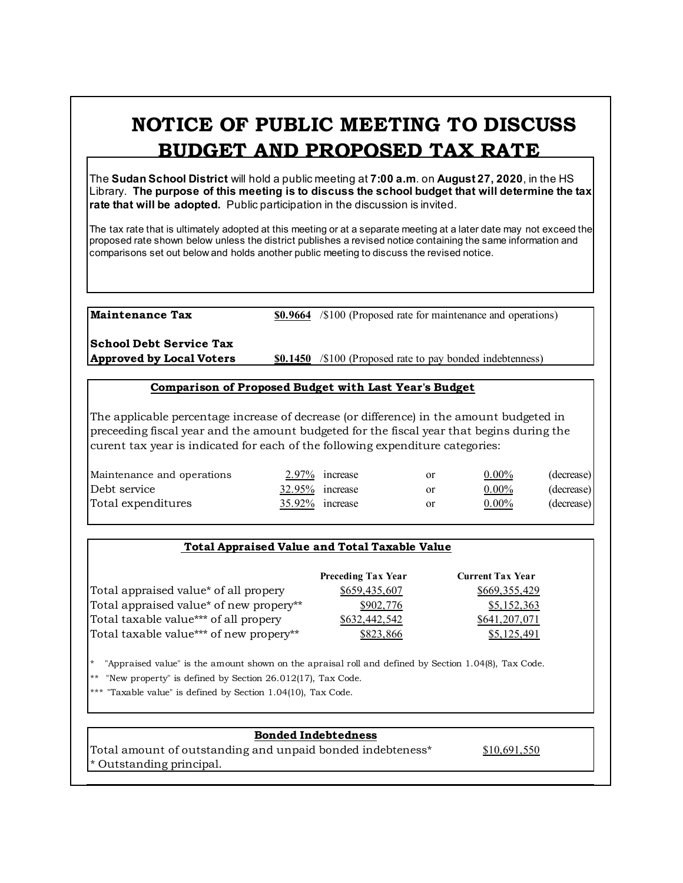# NOTICE OF PUBLIC MEETING TO DISCUSS BUDGET AND PROPOSED TAX RATE

The **Sudan School District** will hold a public meeting at **7:00 a.m**. on **August 27, 2020**, in the HS Library. **The purpose of this meeting is to discuss the school budget that will determine the tax rate that will be adopted.** Public participation in the discussion is invited.

The tax rate that is ultimately adopted at this meeting or at a separate meeting at a later date may not exceed the proposed rate shown below unless the district publishes a revised notice containing the same information and comparisons set out below and holds another public meeting to discuss the revised notice.

| | | |
|---|---|---|
| **Maintenance Tax** | **$0.9664** | /$100 (Proposed rate for maintenance and operations) |
| **School Debt Service Tax Approved by Local Voters** | **$0.1450** | /$100 (Proposed rate to pay bonded indebtenness) |

**Comparison of Proposed Budget with Last Year's Budget**

The applicable percentage increase of decrease (or difference) in the amount budgeted in preceeding fiscal year and the amount budgeted for the fiscal year that begins during the curent tax year is indicated for each of the following expenditure categories:

| | | | | | |
|---|---|---|---|---|---|
| Maintenance and operations | 2.97% | increase | or | 0.00% | (decrease) |
| Debt service | 32.95% | increase | or | 0.00% | (decrease) |
| Total expenditures | 35.92% | increase | or | 0.00% | (decrease) |

**Total Appraised Value and Total Taxable Value**

| | Preceding Tax Year | Current Tax Year |
|---|---|---|
| Total appraised value* of all propery | $659,435,607 | $669,355,429 |
| Total appraised value* of new propery** | $902,776 | $5,152,363 |
| Total taxable value*** of all propery | $632,442,542 | $641,207,071 |
| Total taxable value*** of new propery** | $823,866 | $5,125,491 |

\* "Appraised value" is the amount shown on the apraisal roll and defined by Section 1.04(8), Tax Code.

** "New property" is defined by Section 26.012(17), Tax Code.

*** "Taxable value" is defined by Section 1.04(10), Tax Code.

**Bonded Indebtedness**

| | |
|---|---|
| Total amount of outstanding and unpaid bonded indebteness* | $10,691,550 |

\* Outstanding principal.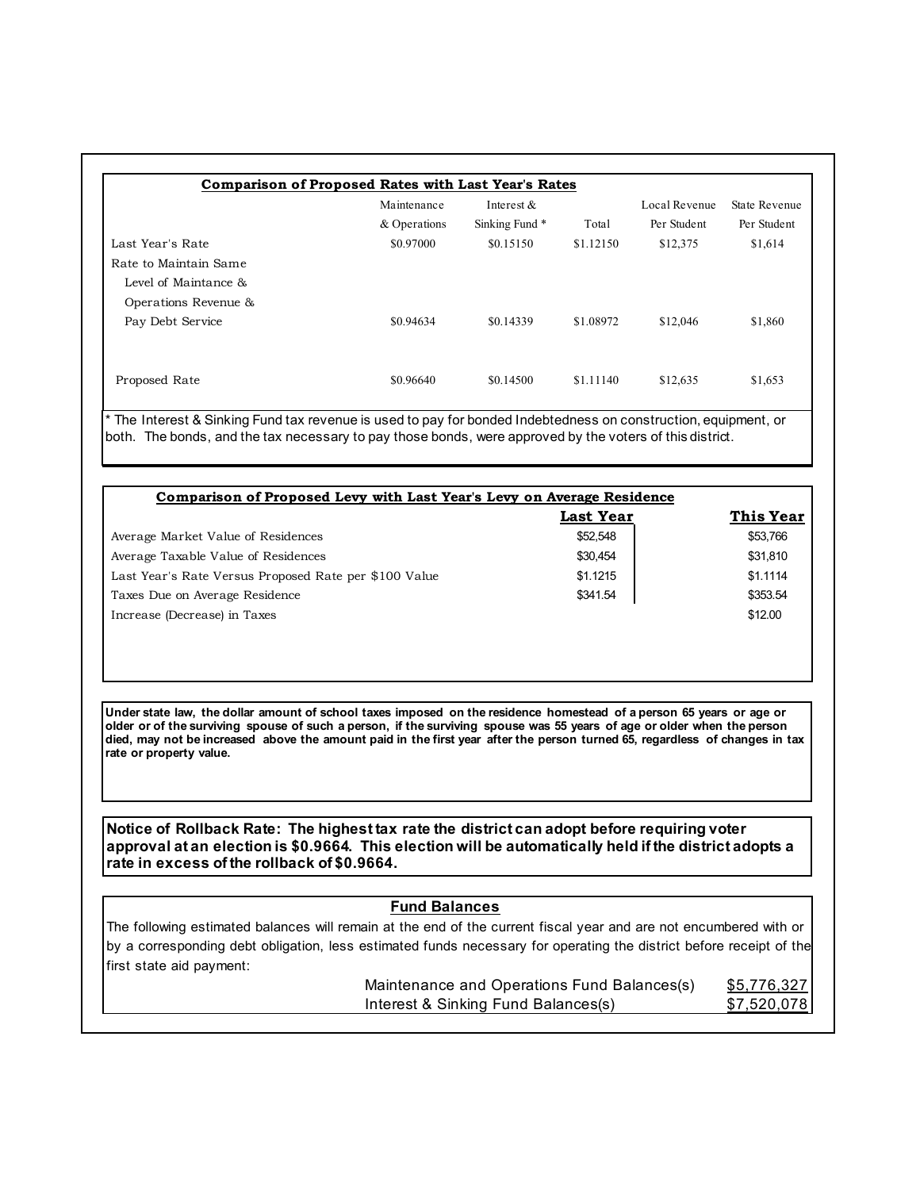**Comparison of Proposed Rates with Last Year's Rates**

| | Maintenance & Operations | Interest & Sinking Fund * | Total | Local Revenue Per Student | State Revenue Per Student |
|---|---|---|---|---|---|
| Last Year's Rate | $0.97000 | $0.15150 | $1.12150 | $12,375 | $1,614 |
| Rate to Maintain Same Level of Maintance & Operations Revenue & Pay Debt Service | $0.94634 | $0.14339 | $1.08972 | $12,046 | $1,860 |
| Proposed Rate | $0.96640 | $0.14500 | $1.11140 | $12,635 | $1,653 |

* The Interest & Sinking Fund tax revenue is used to pay for bonded Indebtedness on construction, equipment, or both. The bonds, and the tax necessary to pay those bonds, were approved by the voters of this district.

**Comparison of Proposed Levy with Last Year's Levy on Average Residence**

| | Last Year | This Year |
|---|---|---|
| Average Market Value of Residences | $52,548 | $53,766 |
| Average Taxable Value of Residences | $30,454 | $31,810 |
| Last Year's Rate Versus Proposed Rate per $100 Value | $1.1215 | $1.1114 |
| Taxes Due on Average Residence | $341.54 | $353.54 |
| Increase (Decrease) in Taxes | | $12.00 |

**Under state law, the dollar amount of school taxes imposed on the residence homestead of a person 65 years or age or older or of the surviving spouse of such a person, if the surviving spouse was 55 years of age or older when the person died, may not be increased above the amount paid in the first year after the person turned 65, regardless of changes in tax rate or property value.**

**Notice of Rollback Rate: The highest tax rate the district can adopt before requiring voter approval at an election is $0.9664. This election will be automatically held if the district adopts a rate in excess of the rollback of $0.9664.**

**Fund Balances**

The following estimated balances will remain at the end of the current fiscal year and are not encumbered with or by a corresponding debt obligation, less estimated funds necessary for operating the district before receipt of the first state aid payment:

| | |
|---|---|
| Maintenance and Operations Fund Balances(s) | $5,776,327 |
| Interest & Sinking Fund Balances(s) | $7,520,078 |